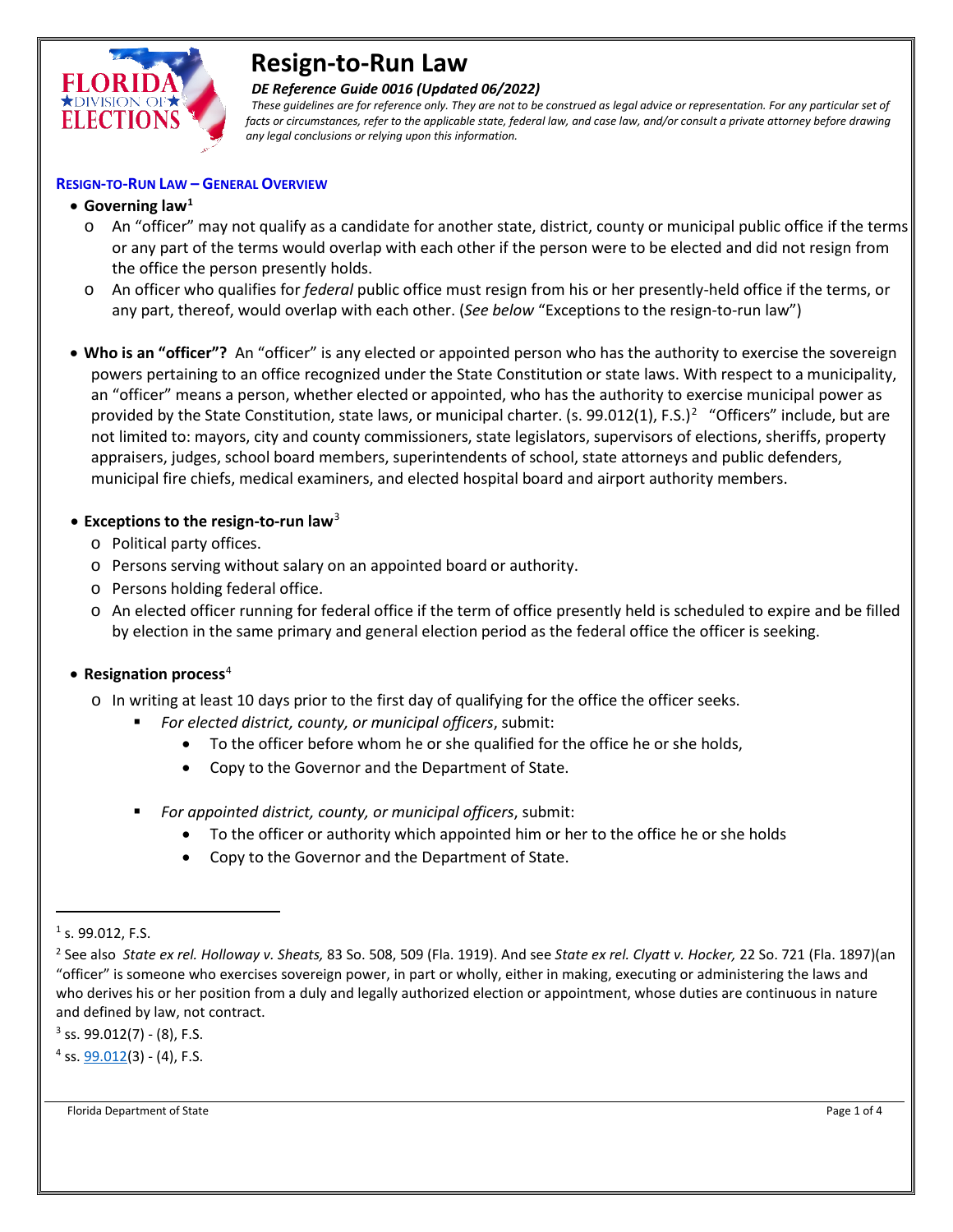# Resign-to-Run Law

***DE Reference Guide 0016 (Updated 06/2022)***

*These guidelines are for reference only. They are not to be construed as legal advice or representation. For any particular set of facts or circumstances, refer to the applicable state, federal law, and case law, and/or consult a private attorney before drawing any legal conclusions or relying upon this information.*

## Resign-to-Run Law – General Overview

- **Governing law**[1]
  - An "officer" may not qualify as a candidate for another state, district, county or municipal public office if the terms or any part of the terms would overlap with each other if the person were to be elected and did not resign from the office the person presently holds.
  - An officer who qualifies for *federal* public office must resign from his or her presently-held office if the terms, or any part, thereof, would overlap with each other. (*See below* "Exceptions to the resign-to-run law")

- **Who is an "officer"?** An "officer" is any elected or appointed person who has the authority to exercise the sovereign powers pertaining to an office recognized under the State Constitution or state laws. With respect to a municipality, an "officer" means a person, whether elected or appointed, who has the authority to exercise municipal power as provided by the State Constitution, state laws, or municipal charter. (s. 99.012(1), F.S.)[2] "Officers" include, but are not limited to: mayors, city and county commissioners, state legislators, supervisors of elections, sheriffs, property appraisers, judges, school board members, superintendents of school, state attorneys and public defenders, municipal fire chiefs, medical examiners, and elected hospital board and airport authority members.

- **Exceptions to the resign-to-run law**[3]
  - Political party offices.
  - Persons serving without salary on an appointed board or authority.
  - Persons holding federal office.
  - An elected officer running for federal office if the term of office presently held is scheduled to expire and be filled by election in the same primary and general election period as the federal office the officer is seeking.

- **Resignation process**[4]
  - In writing at least 10 days prior to the first day of qualifying for the office the officer seeks.
    - *For elected district, county, or municipal officers*, submit:
      - To the officer before whom he or she qualified for the office he or she holds,
      - Copy to the Governor and the Department of State.
    - *For appointed district, county, or municipal officers*, submit:
      - To the officer or authority which appointed him or her to the office he or she holds
      - Copy to the Governor and the Department of State.

---

[1] s. 99.012, F.S.

[2] See also *State ex rel. Holloway v. Sheats,* 83 So. 508, 509 (Fla. 1919). And see *State ex rel. Clyatt v. Hocker,* 22 So. 721 (Fla. 1897)(an "officer" is someone who exercises sovereign power, in part or wholly, either in making, executing or administering the laws and who derives his or her position from a duly and legally authorized election or appointment, whose duties are continuous in nature and defined by law, not contract.

[3] ss. 99.012(7) - (8), F.S.

[4] ss. 99.012(3) - (4), F.S.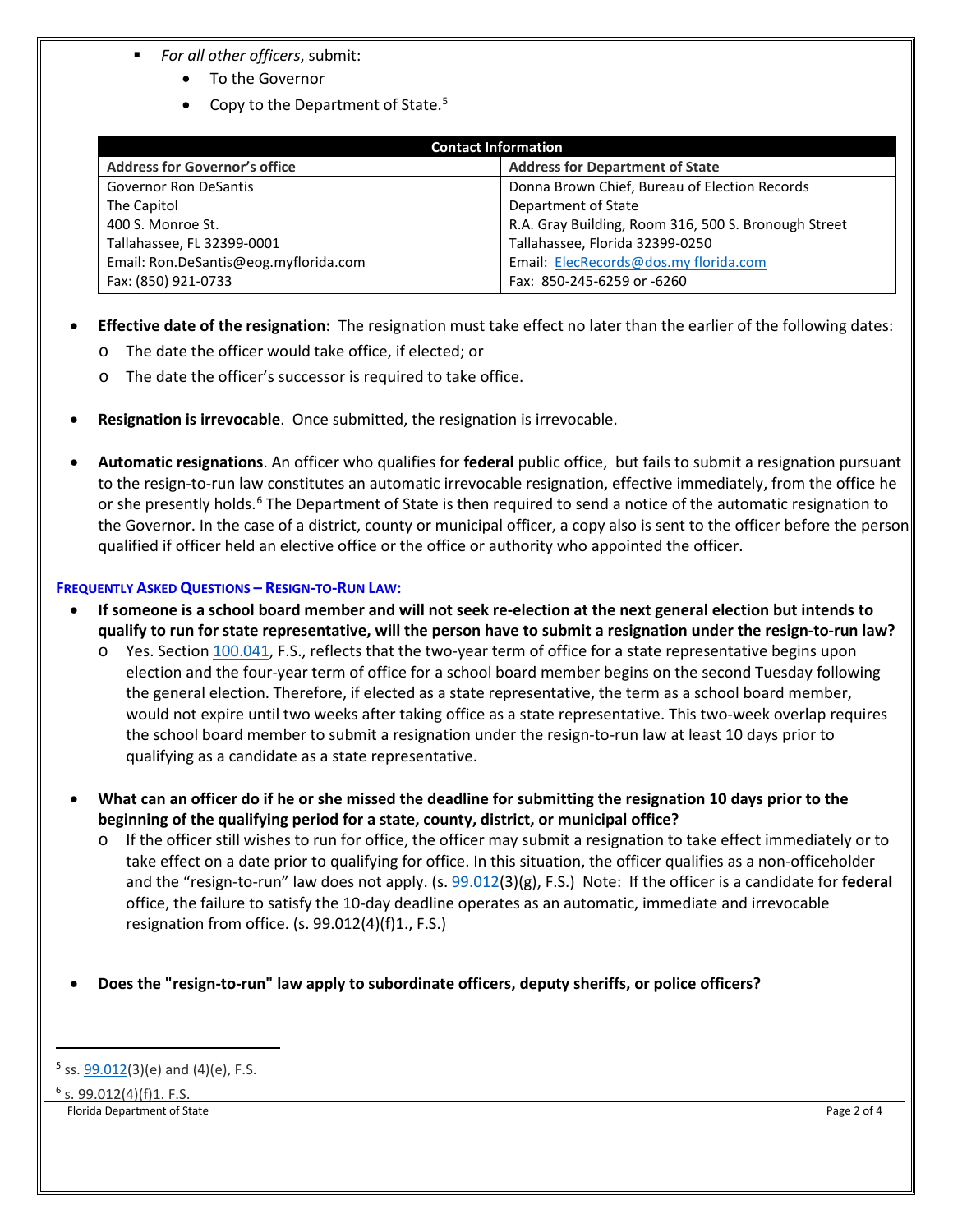- *For all other officers*, submit:
  - To the Governor
  - Copy to the Department of State.[5]

| Contact Information | |
|---|---|
| **Address for Governor's office** | **Address for Department of State** |
| Governor Ron DeSantis | Donna Brown Chief, Bureau of Election Records |
| The Capitol | Department of State |
| 400 S. Monroe St. | R.A. Gray Building, Room 316, 500 S. Bronough Street |
| Tallahassee, FL 32399-0001 | Tallahassee, Florida 32399-0250 |
| Email: Ron.DeSantis@eog.myflorida.com | Email: ElecRecords@dos.my florida.com |
| Fax: (850) 921-0733 | Fax: 850-245-6259 or -6260 |

- **Effective date of the resignation:** The resignation must take effect no later than the earlier of the following dates:
  - The date the officer would take office, if elected; or
  - The date the officer's successor is required to take office.

- **Resignation is irrevocable**. Once submitted, the resignation is irrevocable.

- **Automatic resignations**. An officer who qualifies for **federal** public office, but fails to submit a resignation pursuant to the resign-to-run law constitutes an automatic irrevocable resignation, effective immediately, from the office he or she presently holds.[6] The Department of State is then required to send a notice of the automatic resignation to the Governor. In the case of a district, county or municipal officer, a copy also is sent to the officer before the person qualified if officer held an elective office or the office or authority who appointed the officer.

#### FREQUENTLY ASKED QUESTIONS – RESIGN-TO-RUN LAW:

- **If someone is a school board member and will not seek re-election at the next general election but intends to qualify to run for state representative, will the person have to submit a resignation under the resign-to-run law?**
  - Yes. Section 100.041, F.S., reflects that the two-year term of office for a state representative begins upon election and the four-year term of office for a school board member begins on the second Tuesday following the general election. Therefore, if elected as a state representative, the term as a school board member, would not expire until two weeks after taking office as a state representative. This two-week overlap requires the school board member to submit a resignation under the resign-to-run law at least 10 days prior to qualifying as a candidate as a state representative.

- **What can an officer do if he or she missed the deadline for submitting the resignation 10 days prior to the beginning of the qualifying period for a state, county, district, or municipal office?**
  - If the officer still wishes to run for office, the officer may submit a resignation to take effect immediately or to take effect on a date prior to qualifying for office. In this situation, the officer qualifies as a non-officeholder and the "resign-to-run" law does not apply. (s. 99.012(3)(g), F.S.) Note: If the officer is a candidate for **federal** office, the failure to satisfy the 10-day deadline operates as an automatic, immediate and irrevocable resignation from office. (s. 99.012(4)(f)1., F.S.)

- **Does the "resign-to-run" law apply to subordinate officers, deputy sheriffs, or police officers?**

---

[5] ss. 99.012(3)(e) and (4)(e), F.S.

[6] s. 99.012(4)(f)1. F.S.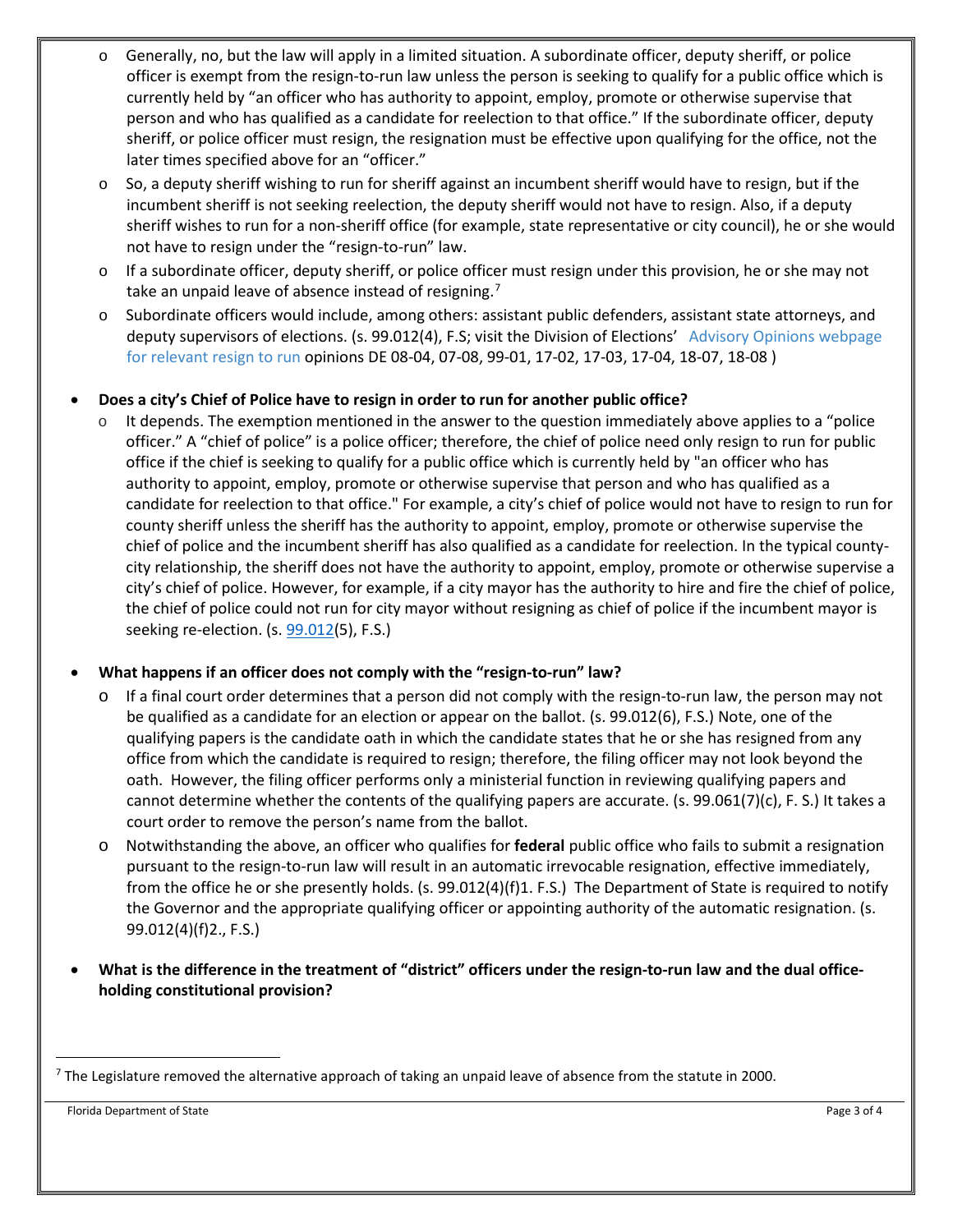- Generally, no, but the law will apply in a limited situation. A subordinate officer, deputy sheriff, or police officer is exempt from the resign-to-run law unless the person is seeking to qualify for a public office which is currently held by "an officer who has authority to appoint, employ, promote or otherwise supervise that person and who has qualified as a candidate for reelection to that office." If the subordinate officer, deputy sheriff, or police officer must resign, the resignation must be effective upon qualifying for the office, not the later times specified above for an "officer."
- So, a deputy sheriff wishing to run for sheriff against an incumbent sheriff would have to resign, but if the incumbent sheriff is not seeking reelection, the deputy sheriff would not have to resign. Also, if a deputy sheriff wishes to run for a non-sheriff office (for example, state representative or city council), he or she would not have to resign under the "resign-to-run" law.
- If a subordinate officer, deputy sheriff, or police officer must resign under this provision, he or she may not take an unpaid leave of absence instead of resigning.[7]
- Subordinate officers would include, among others: assistant public defenders, assistant state attorneys, and deputy supervisors of elections. (s. 99.012(4), F.S; visit the Division of Elections' Advisory Opinions webpage for relevant resign to run opinions DE 08-04, 07-08, 99-01, 17-02, 17-03, 17-04, 18-07, 18-08 )

- **Does a city's Chief of Police have to resign in order to run for another public office?**
  - It depends. The exemption mentioned in the answer to the question immediately above applies to a "police officer." A "chief of police" is a police officer; therefore, the chief of police need only resign to run for public office if the chief is seeking to qualify for a public office which is currently held by "an officer who has authority to appoint, employ, promote or otherwise supervise that person and who has qualified as a candidate for reelection to that office." For example, a city's chief of police would not have to resign to run for county sheriff unless the sheriff has the authority to appoint, employ, promote or otherwise supervise the chief of police and the incumbent sheriff has also qualified as a candidate for reelection. In the typical county-city relationship, the sheriff does not have the authority to appoint, employ, promote or otherwise supervise a city's chief of police. However, for example, if a city mayor has the authority to hire and fire the chief of police, the chief of police could not run for city mayor without resigning as chief of police if the incumbent mayor is seeking re-election. (s. 99.012(5), F.S.)

- **What happens if an officer does not comply with the "resign-to-run" law?**
  - If a final court order determines that a person did not comply with the resign-to-run law, the person may not be qualified as a candidate for an election or appear on the ballot. (s. 99.012(6), F.S.) Note, one of the qualifying papers is the candidate oath in which the candidate states that he or she has resigned from any office from which the candidate is required to resign; therefore, the filing officer may not look beyond the oath. However, the filing officer performs only a ministerial function in reviewing qualifying papers and cannot determine whether the contents of the qualifying papers are accurate. (s. 99.061(7)(c), F. S.) It takes a court order to remove the person's name from the ballot.
  - Notwithstanding the above, an officer who qualifies for **federal** public office who fails to submit a resignation pursuant to the resign-to-run law will result in an automatic irrevocable resignation, effective immediately, from the office he or she presently holds. (s. 99.012(4)(f)1. F.S.) The Department of State is required to notify the Governor and the appropriate qualifying officer or appointing authority of the automatic resignation. (s. 99.012(4)(f)2., F.S.)

- **What is the difference in the treatment of "district" officers under the resign-to-run law and the dual office-holding constitutional provision?**

[7] The Legislature removed the alternative approach of taking an unpaid leave of absence from the statute in 2000.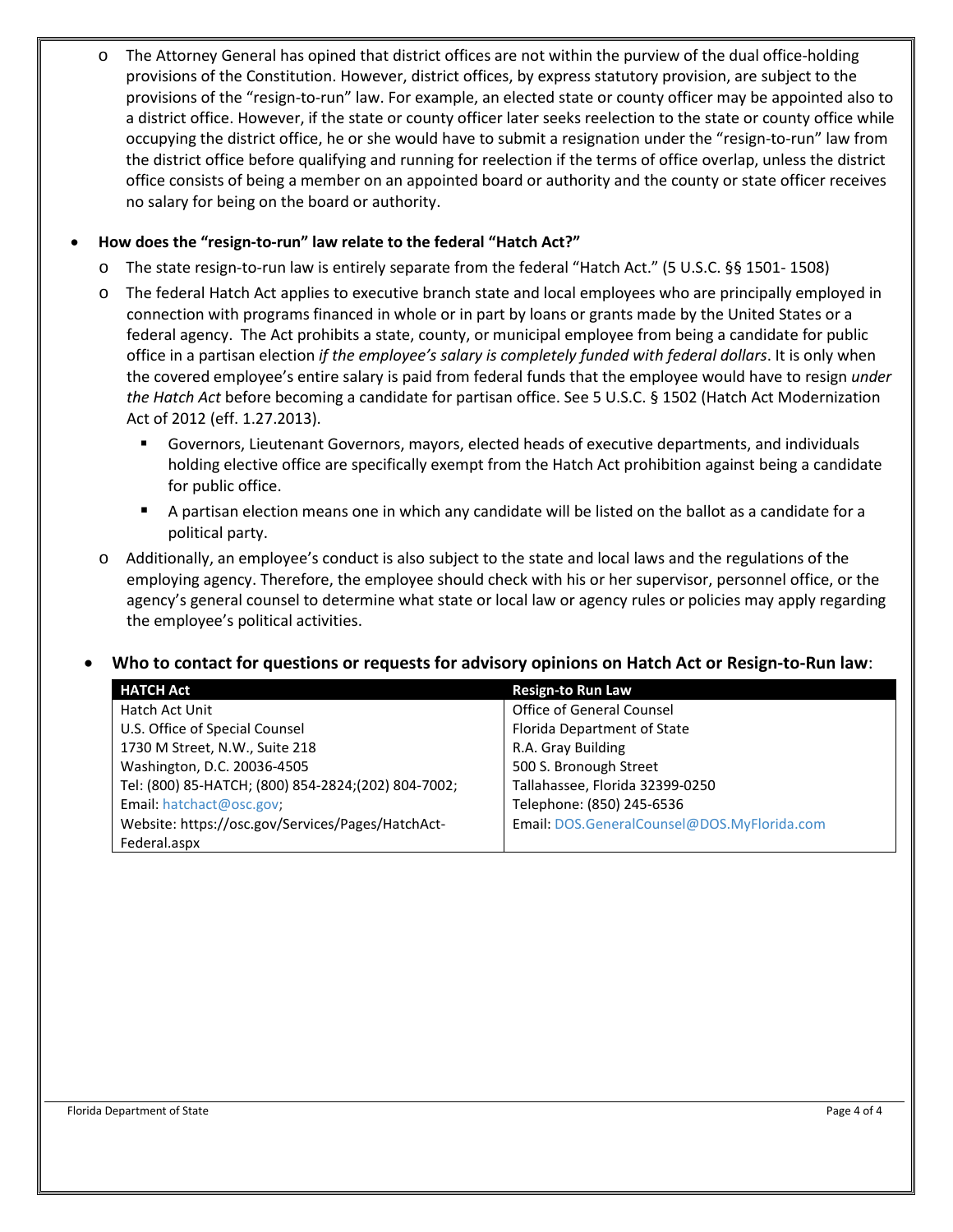- The Attorney General has opined that district offices are not within the purview of the dual office-holding provisions of the Constitution. However, district offices, by express statutory provision, are subject to the provisions of the "resign-to-run" law. For example, an elected state or county officer may be appointed also to a district office. However, if the state or county officer later seeks reelection to the state or county office while occupying the district office, he or she would have to submit a resignation under the "resign-to-run" law from the district office before qualifying and running for reelection if the terms of office overlap, unless the district office consists of being a member on an appointed board or authority and the county or state officer receives no salary for being on the board or authority.

- **How does the "resign-to-run" law relate to the federal "Hatch Act?"**
  - The state resign-to-run law is entirely separate from the federal "Hatch Act." (5 U.S.C. §§ 1501- 1508)
  - The federal Hatch Act applies to executive branch state and local employees who are principally employed in connection with programs financed in whole or in part by loans or grants made by the United States or a federal agency. The Act prohibits a state, county, or municipal employee from being a candidate for public office in a partisan election *if the employee's salary is completely funded with federal dollars*. It is only when the covered employee's entire salary is paid from federal funds that the employee would have to resign *under the Hatch Act* before becoming a candidate for partisan office. See 5 U.S.C. § 1502 (Hatch Act Modernization Act of 2012 (eff. 1.27.2013).
    - Governors, Lieutenant Governors, mayors, elected heads of executive departments, and individuals holding elective office are specifically exempt from the Hatch Act prohibition against being a candidate for public office.
    - A partisan election means one in which any candidate will be listed on the ballot as a candidate for a political party.
  - Additionally, an employee's conduct is also subject to the state and local laws and the regulations of the employing agency. Therefore, the employee should check with his or her supervisor, personnel office, or the agency's general counsel to determine what state or local law or agency rules or policies may apply regarding the employee's political activities.

- **Who to contact for questions or requests for advisory opinions on Hatch Act or Resign-to-Run law**:

| HATCH Act | Resign-to Run Law |
|---|---|
| Hatch Act Unit | Office of General Counsel |
| U.S. Office of Special Counsel | Florida Department of State |
| 1730 M Street, N.W., Suite 218 | R.A. Gray Building |
| Washington, D.C. 20036-4505 | 500 S. Bronough Street |
| Tel: (800) 85-HATCH; (800) 854-2824;(202) 804-7002; | Tallahassee, Florida 32399-0250 |
| Email: hatchact@osc.gov; | Telephone: (850) 245-6536 |
| Website: https://osc.gov/Services/Pages/HatchAct-Federal.aspx | Email: DOS.GeneralCounsel@DOS.MyFlorida.com |